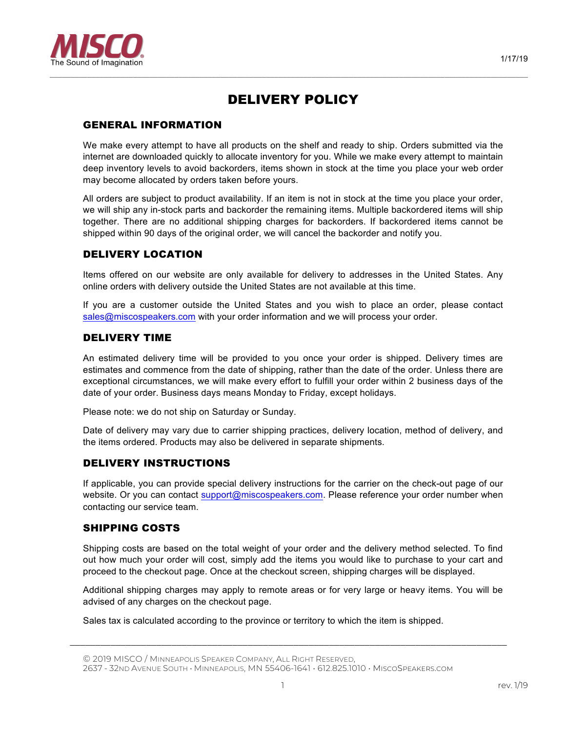MISCO
The Sound of Imagination

1/17/19

# DELIVERY POLICY

## GENERAL INFORMATION

We make every attempt to have all products on the shelf and ready to ship. Orders submitted via the internet are downloaded quickly to allocate inventory for you. While we make every attempt to maintain deep inventory levels to avoid backorders, items shown in stock at the time you place your web order may become allocated by orders taken before yours.

All orders are subject to product availability. If an item is not in stock at the time you place your order, we will ship any in-stock parts and backorder the remaining items. Multiple backordered items will ship together. There are no additional shipping charges for backorders. If backordered items cannot be shipped within 90 days of the original order, we will cancel the backorder and notify you.

## DELIVERY LOCATION

Items offered on our website are only available for delivery to addresses in the United States. Any online orders with delivery outside the United States are not available at this time.

If you are a customer outside the United States and you wish to place an order, please contact sales@miscospeakers.com with your order information and we will process your order.

## DELIVERY TIME

An estimated delivery time will be provided to you once your order is shipped. Delivery times are estimates and commence from the date of shipping, rather than the date of the order. Unless there are exceptional circumstances, we will make every effort to fulfill your order within 2 business days of the date of your order. Business days means Monday to Friday, except holidays.

Please note: we do not ship on Saturday or Sunday.

Date of delivery may vary due to carrier shipping practices, delivery location, method of delivery, and the items ordered. Products may also be delivered in separate shipments.

## DELIVERY INSTRUCTIONS

If applicable, you can provide special delivery instructions for the carrier on the check-out page of our website. Or you can contact support@miscospeakers.com. Please reference your order number when contacting our service team.

## SHIPPING COSTS

Shipping costs are based on the total weight of your order and the delivery method selected. To find out how much your order will cost, simply add the items you would like to purchase to your cart and proceed to the checkout page. Once at the checkout screen, shipping charges will be displayed.

Additional shipping charges may apply to remote areas or for very large or heavy items. You will be advised of any charges on the checkout page.

Sales tax is calculated according to the province or territory to which the item is shipped.

© 2019 MISCO / Minneapolis Speaker Company, All Right Reserved,
2637 - 32nd Avenue South • Minneapolis, MN 55406-1641 • 612.825.1010 • MiscoSpeakers.com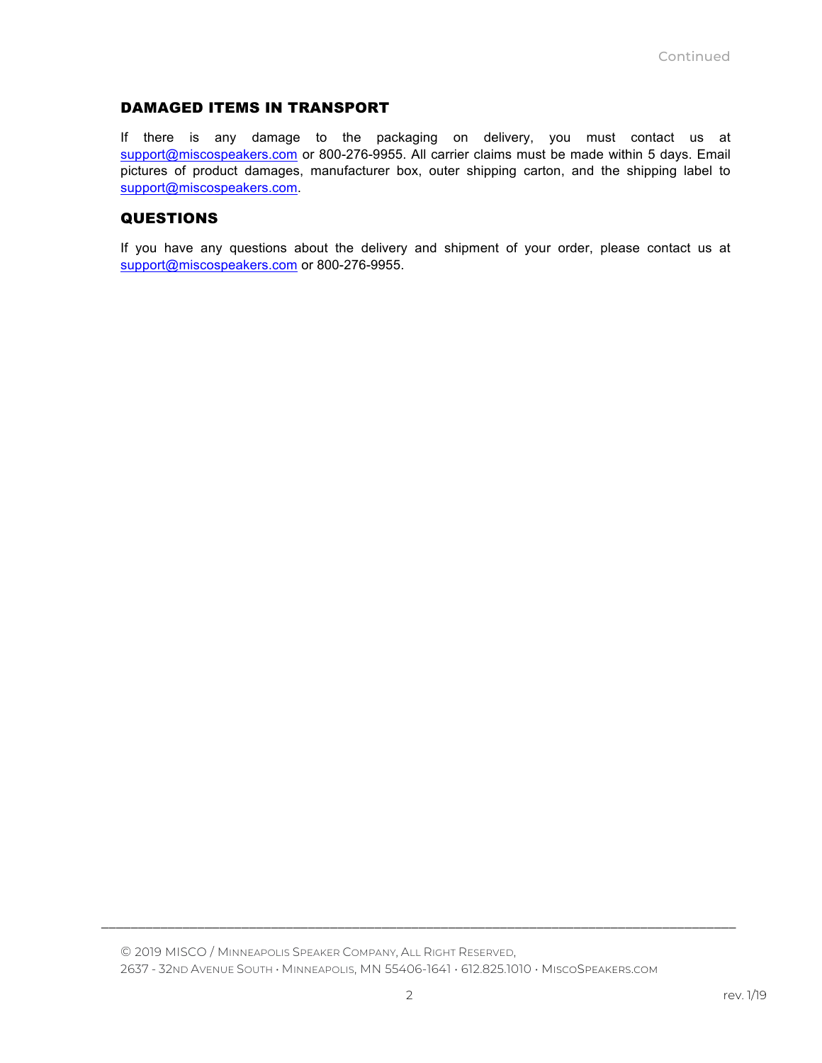## DAMAGED ITEMS IN TRANSPORT

If there is any damage to the packaging on delivery, you must contact us at support@miscospeakers.com or 800-276-9955. All carrier claims must be made within 5 days. Email pictures of product damages, manufacturer box, outer shipping carton, and the shipping label to support@miscospeakers.com.

## QUESTIONS

If you have any questions about the delivery and shipment of your order, please contact us at support@miscospeakers.com or 800-276-9955.